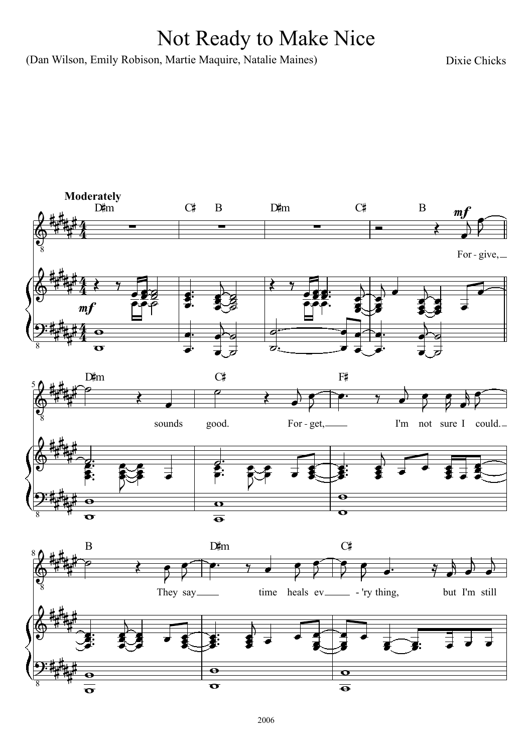# Not Ready to Make Nice

(Dan Wilson, Emily Robison, Martie Maquire, Natalie Maines)

Dixie Chicks

**Moderately**

D♯m C♯ B D♯m C♯ B

*mf*

For - give,

D♯m C♯ F♯

sounds good. For - get, I'm not sure I could.

B D♯m C♯

They say time heals ev - 'ry thing, but I'm still

2006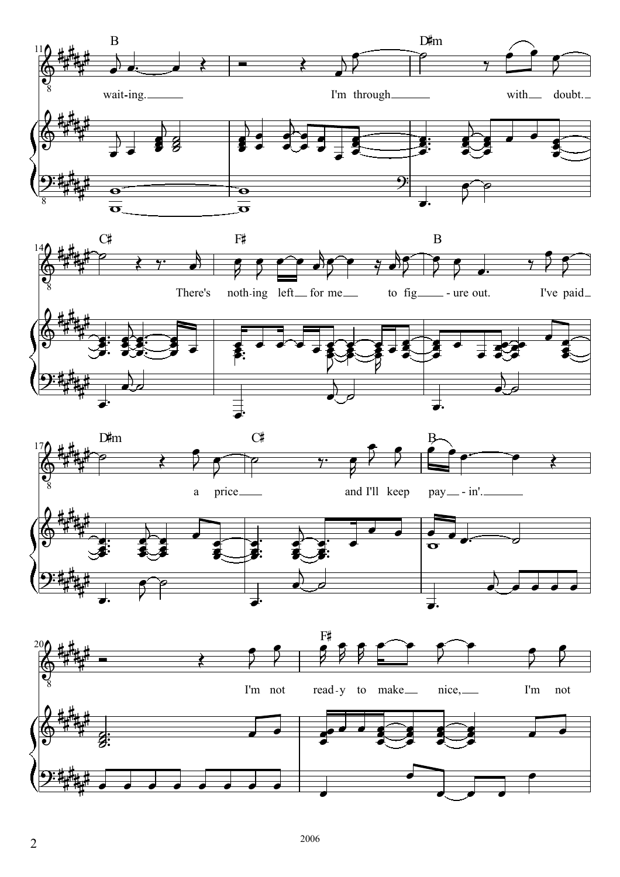B

waiting.

I'm through with doubt.

D♯m

C♯

There's nothing left for me to figure out.

F♯

B

I've paid

D♯m

a price

C♯

and I'll keep paying'.

B

I'm not ready to make nice, I'm not

F♯

2006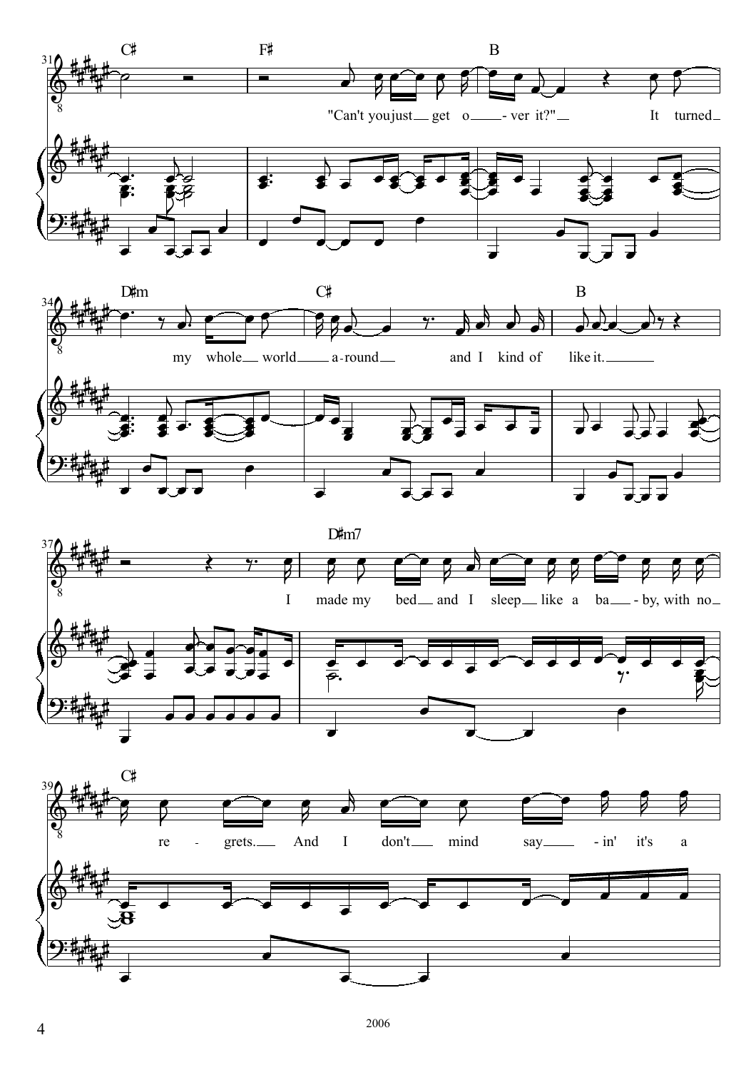C♯ F♯ B

"Can't you just get o - ver it?" It turned

D♯m C♯ B

my whole world a - round and I kind of like it.

D♯m7

I made my bed and I sleep like a ba - by, with no

C♯

re - grets. And I don't mind say - in' it's a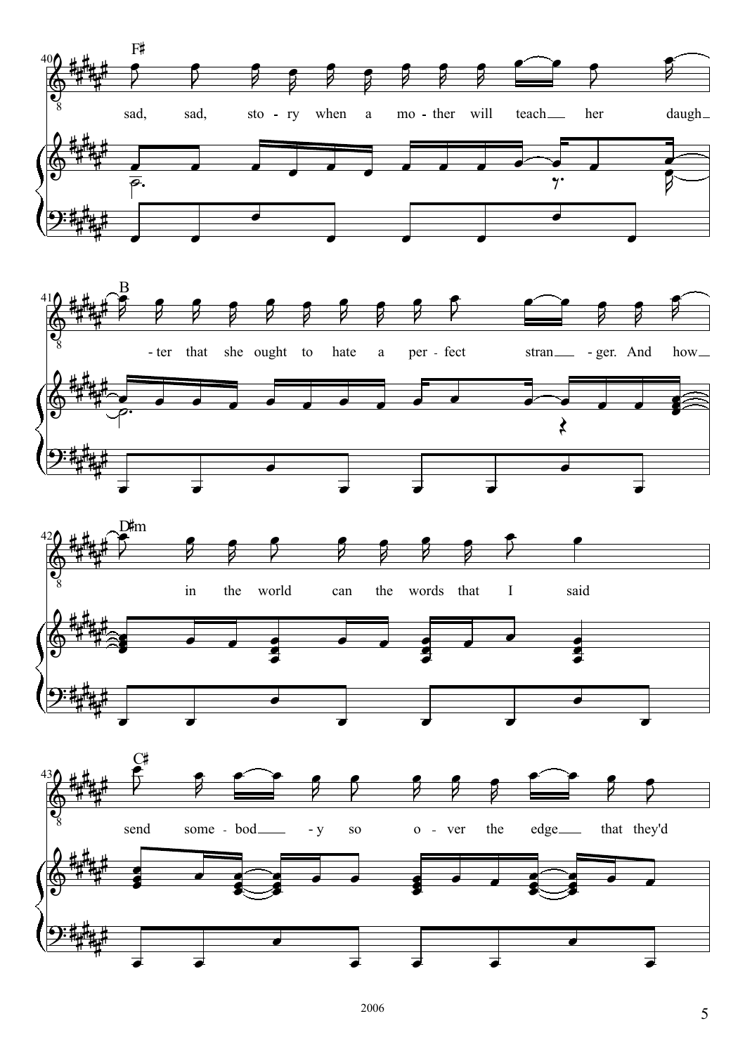F♯

sad, sad, sto - ry when a mo - ther will teach her daugh -

B

- ter that she ought to hate a per - fect stran - ger. And how

D♯m

in the world can the words that I said

C♯

send some - bod - y so o - ver the edge that they'd

2006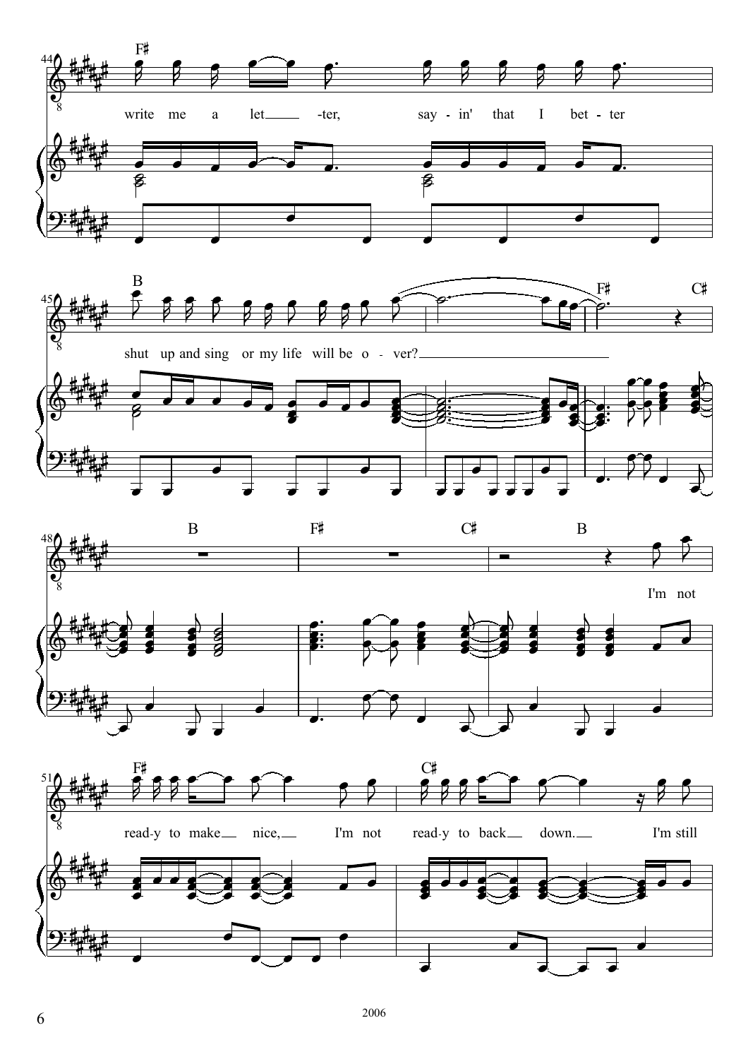F♯

write me a let - ter, say - in' that I bet - ter

B F♯ C♯

shut up and sing or my life will be o - ver?

B F♯ C♯ B

I'm not

F♯ C♯

read - y to make nice, I'm not read - y to back down. I'm still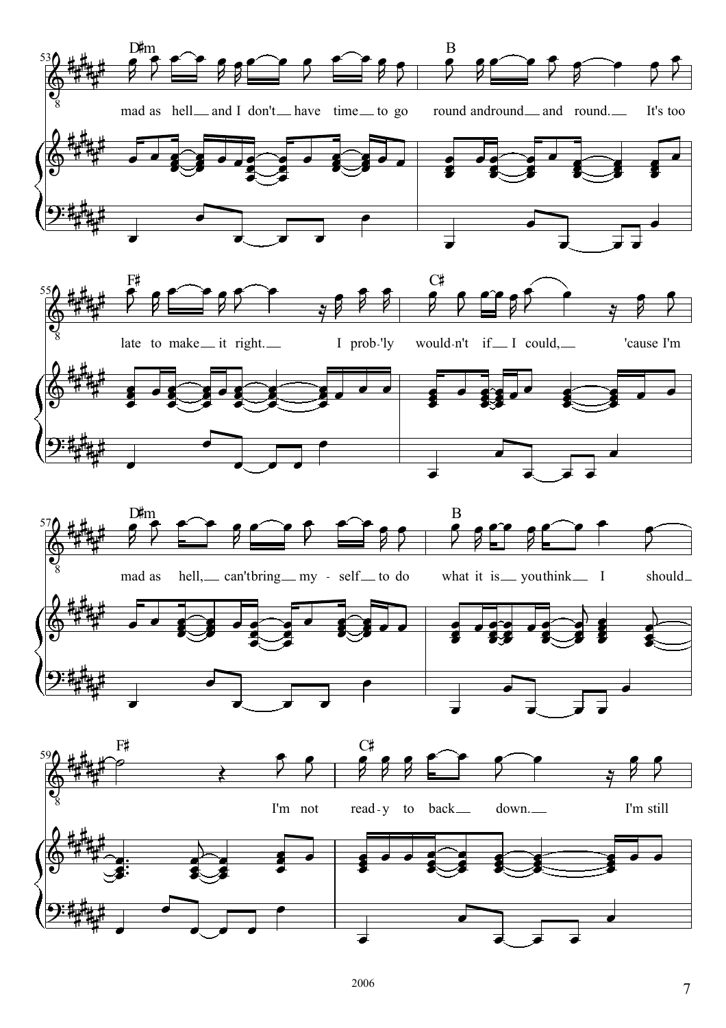D♯m B
mad as hell and I don't have time to go round and round and round. It's too

F♯ C♯
late to make it right. I prob-'ly would-n't if I could, 'cause I'm

D♯m B
mad as hell, can't bring my-self to do what it is you think I should

F♯ C♯
I'm not read-y to back down. I'm still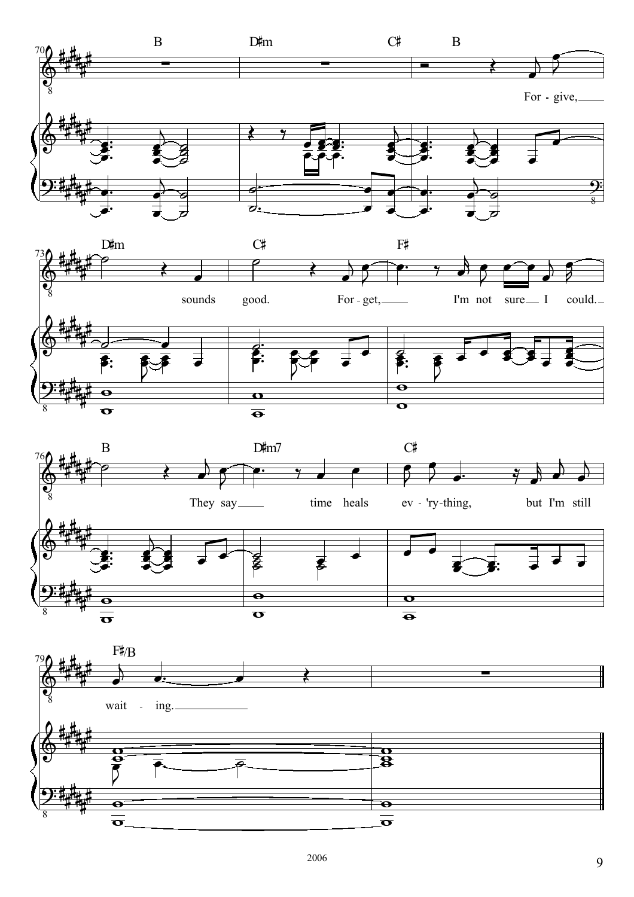B D♯m C♯ B

For - give,

D♯m C♯ F♯

sounds good. For - get, I'm not sure I could.

B D♯m7 C♯

They say time heals ev - 'ry-thing, but I'm still

F♯/B

wait - ing.

2006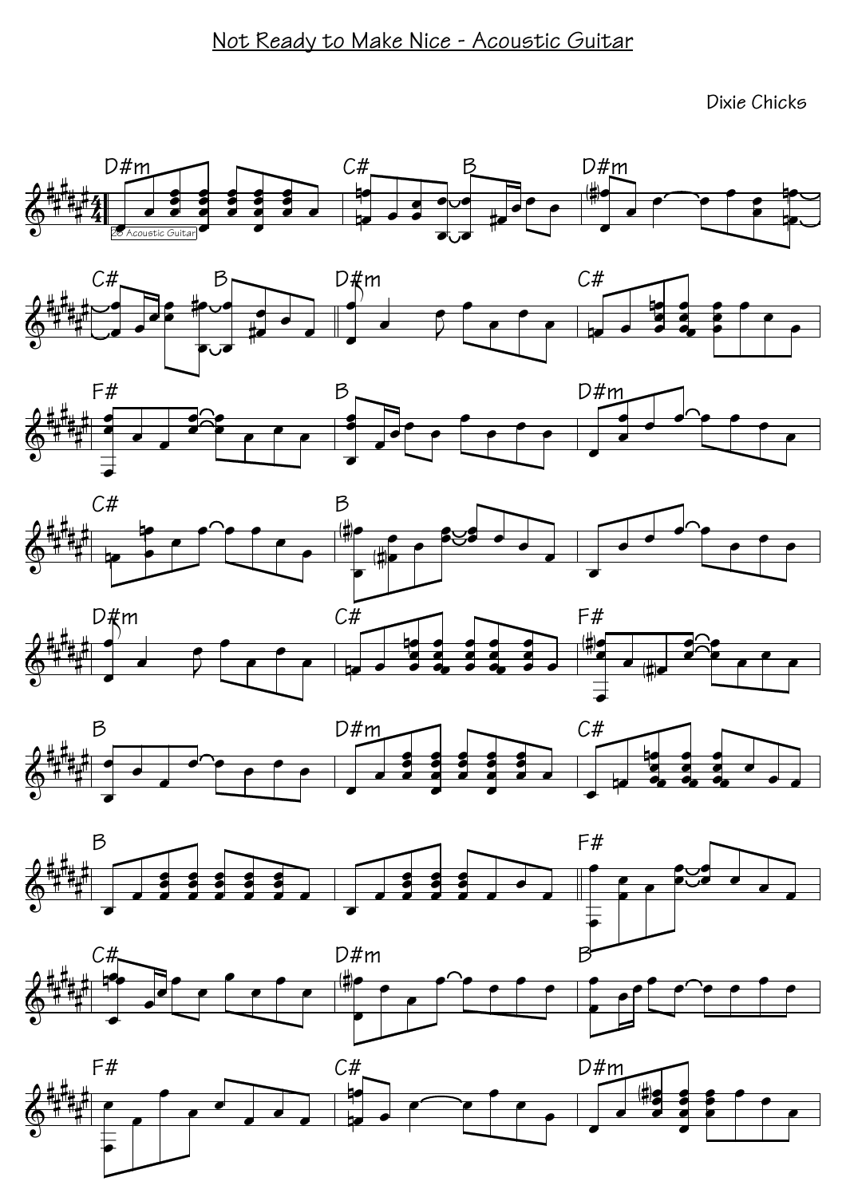# Not Ready to Make Nice - Acoustic Guitar

Dixie Chicks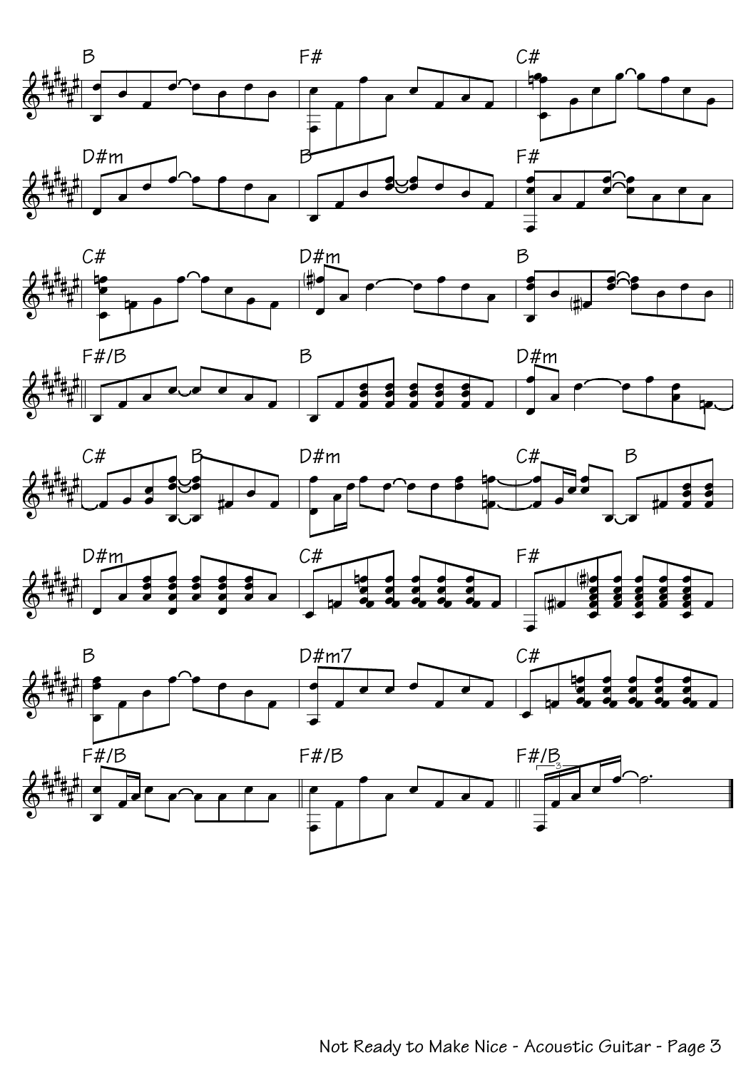B F# C#

D#m B F#

C# D#m B

F#/B B D#m

C# B D#m C# B

D#m C# F#

B D#m7 C#

F#/B F#/B F#/B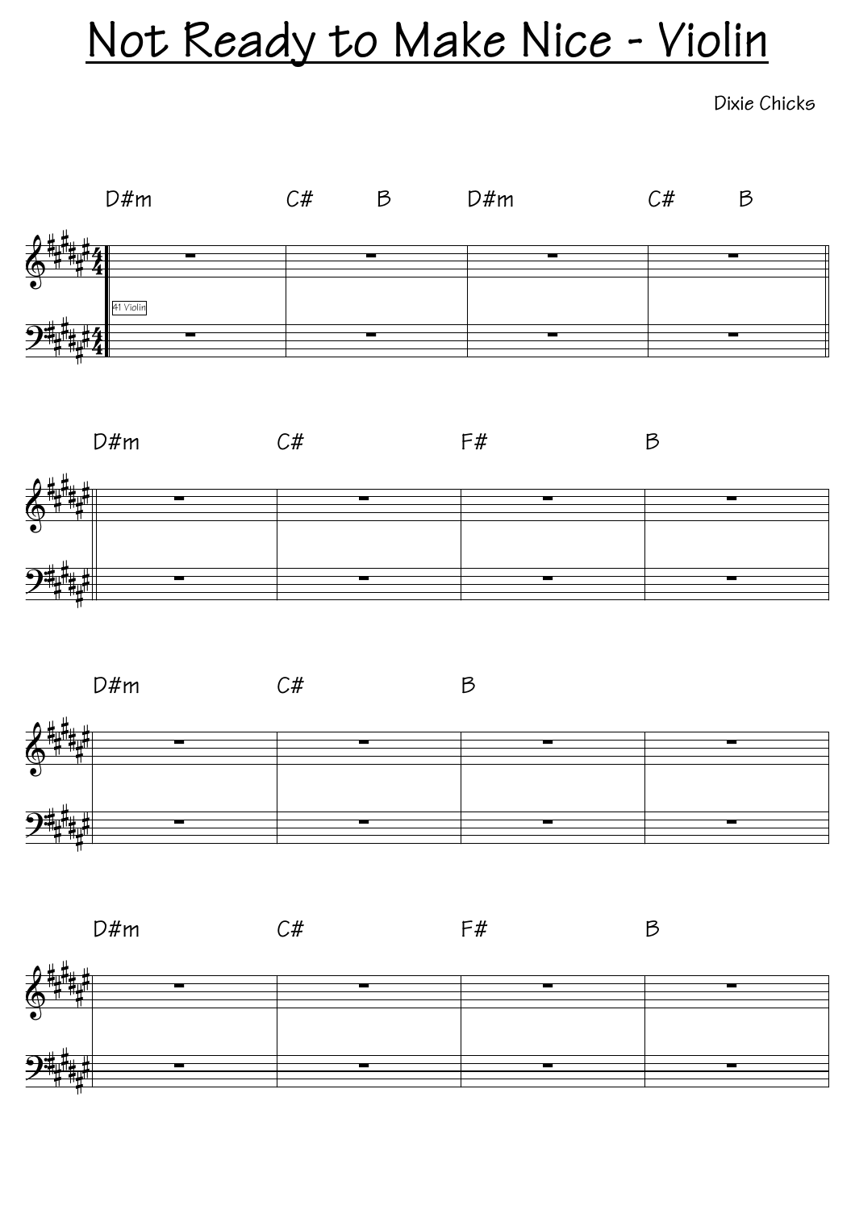# Not Ready to Make Nice - Violin

Dixie Chicks

D#m C# B D#m C# B

41 Violin

D#m C# F# B

D#m C# B

D#m C# F# B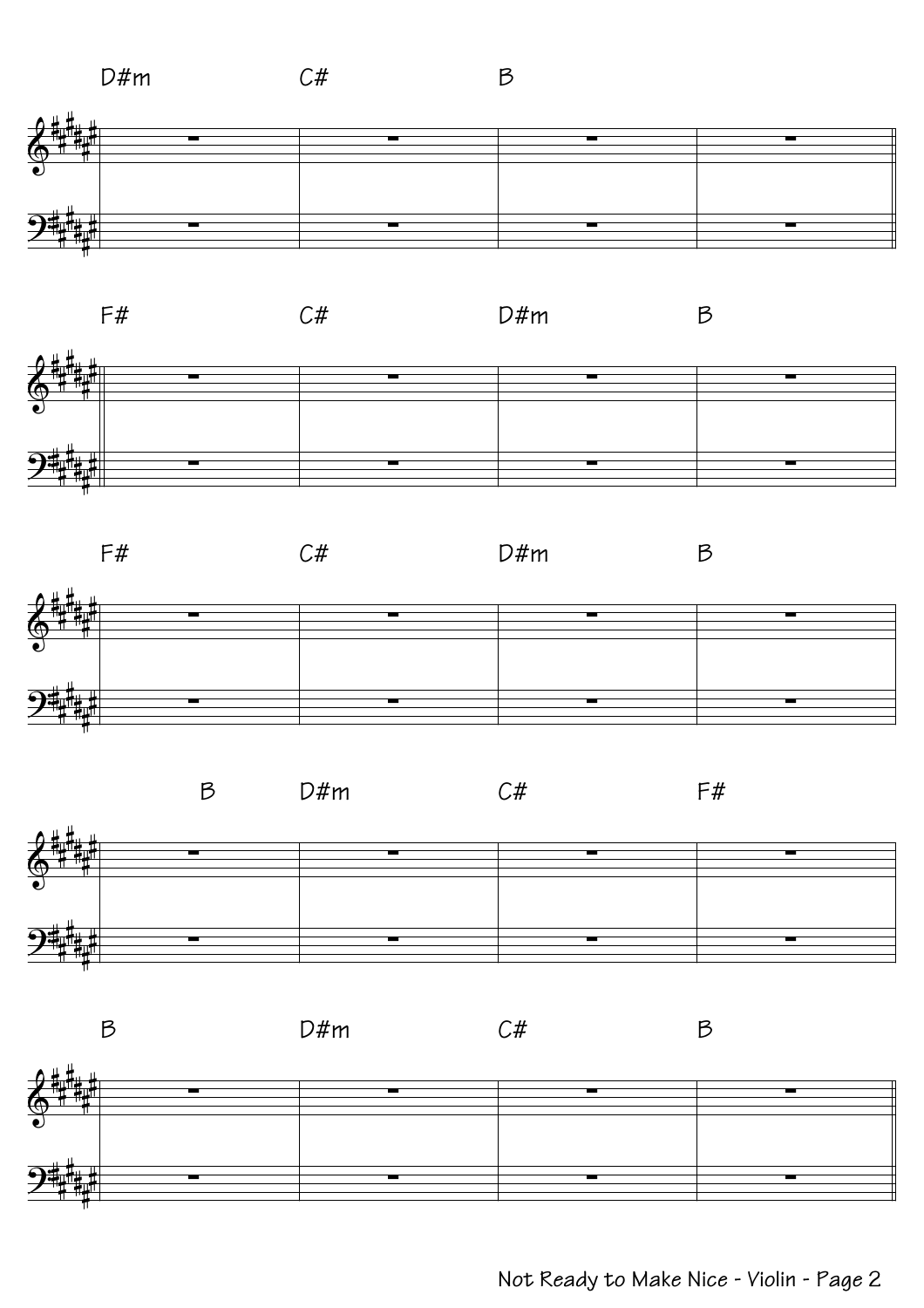D#m C# B

F# C# D#m B

F# C# D#m B

B D#m C# F#

B D#m C# B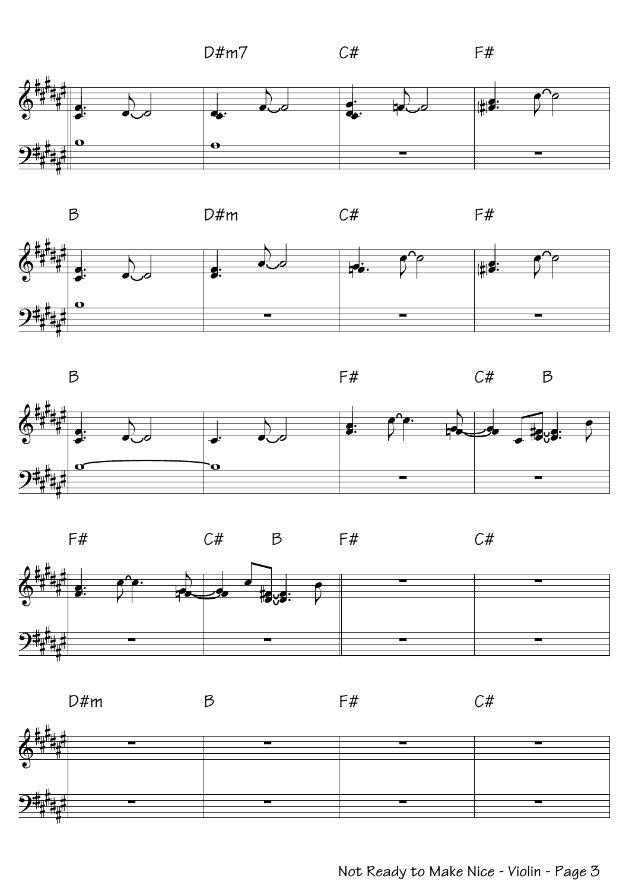D#m7 C# F#

B D#m C# F#

B F# C# B

F# C# B F# C#

D#m B F# C#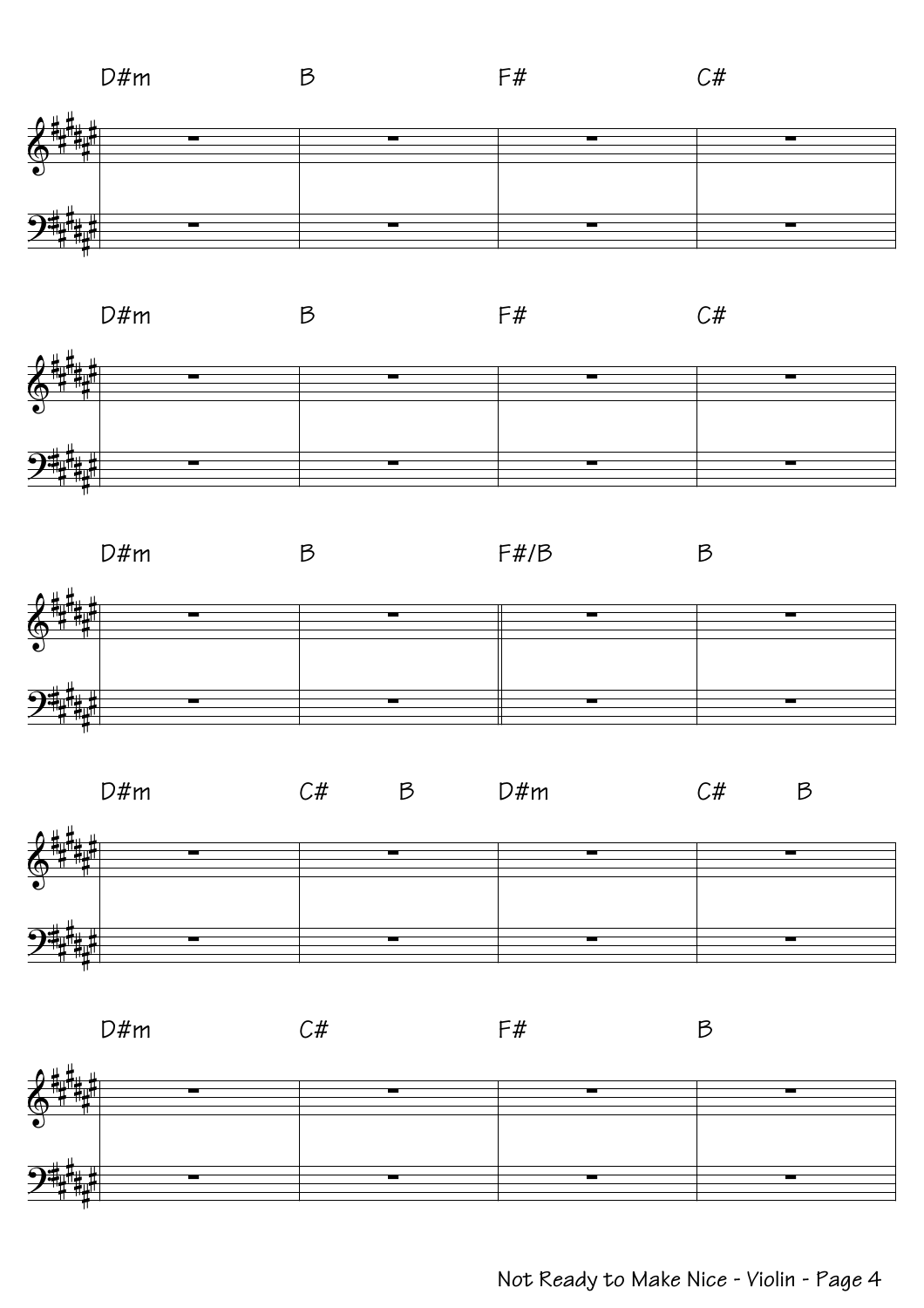D#m B F# C#

D#m B F# C#

D#m B F#/B B

D#m C# B D#m C# B

D#m C# F# B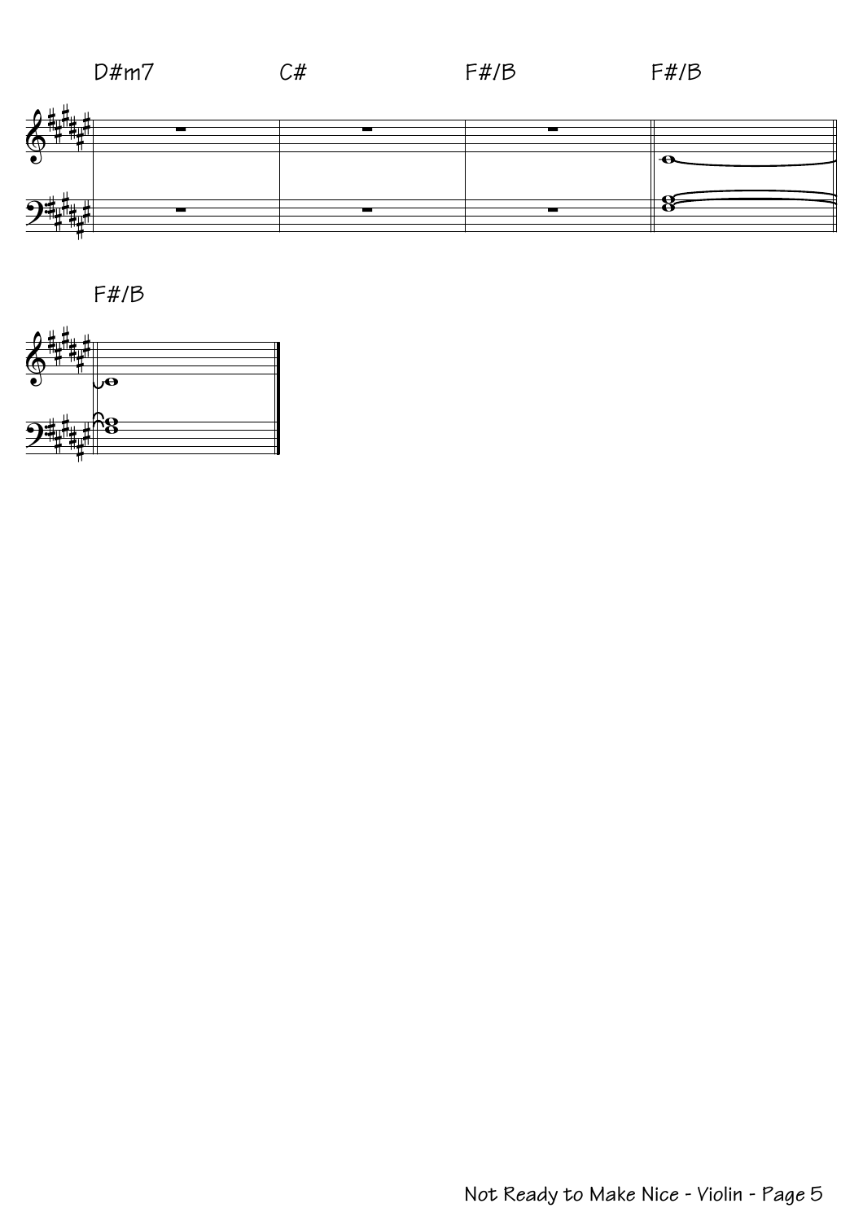D#m7 C# F#/B F#/B

F#/B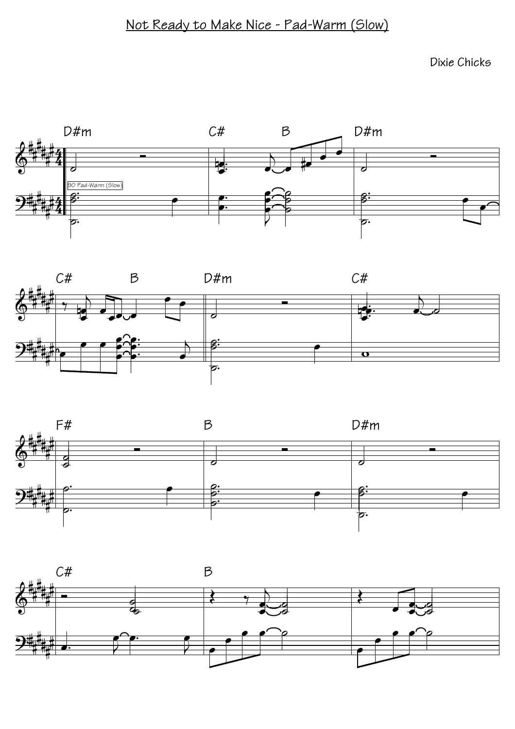# Not Ready to Make Nice - Pad-Warm (Slow)

Dixie Chicks

D#m | C# B | D#m

90 Pad-Warm (Slow)

C# B | D#m | C#

F# | B | D#m

C# | B |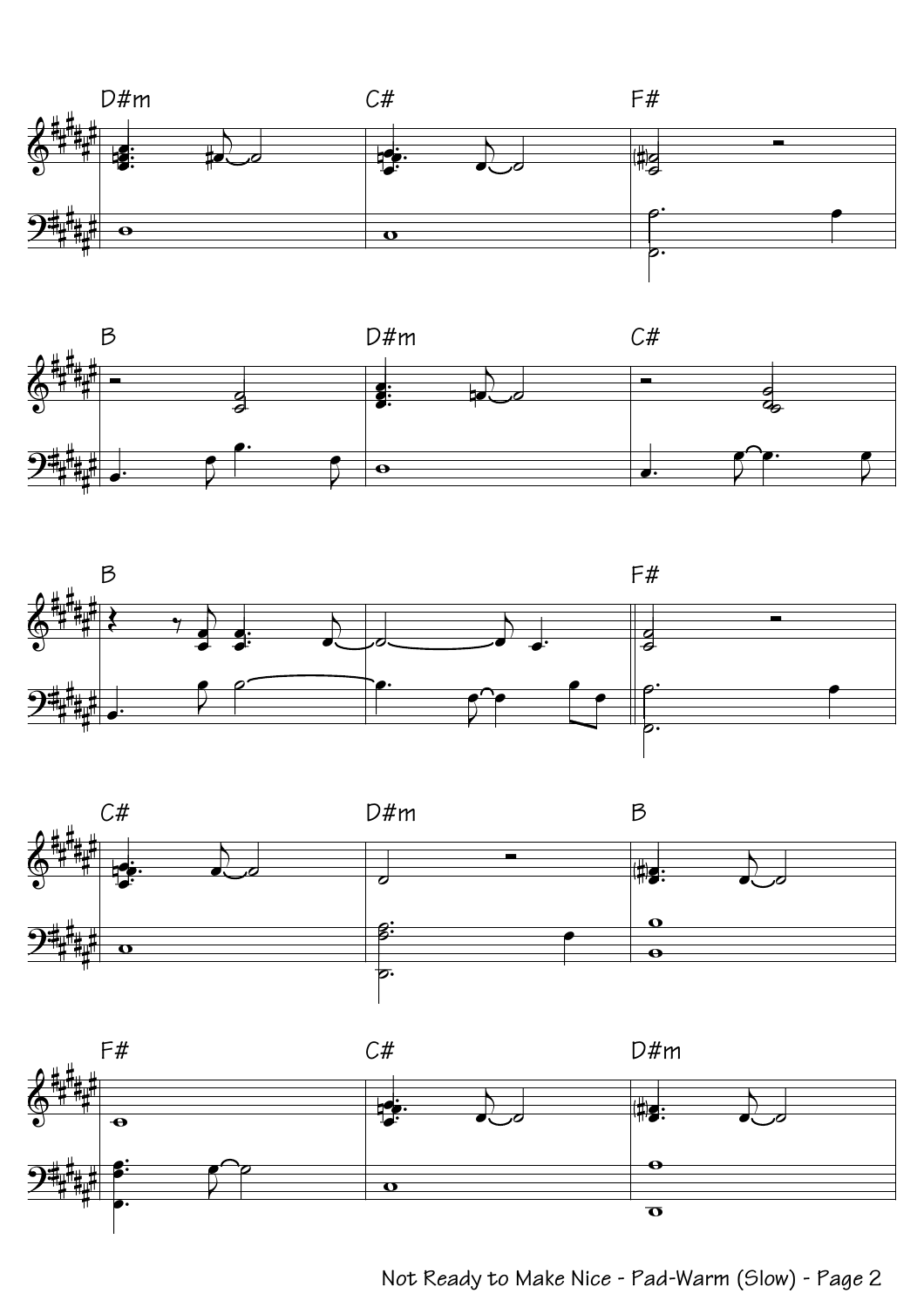D#m C# F#

B D#m C#

B F#

C# D#m B

F# C# D#m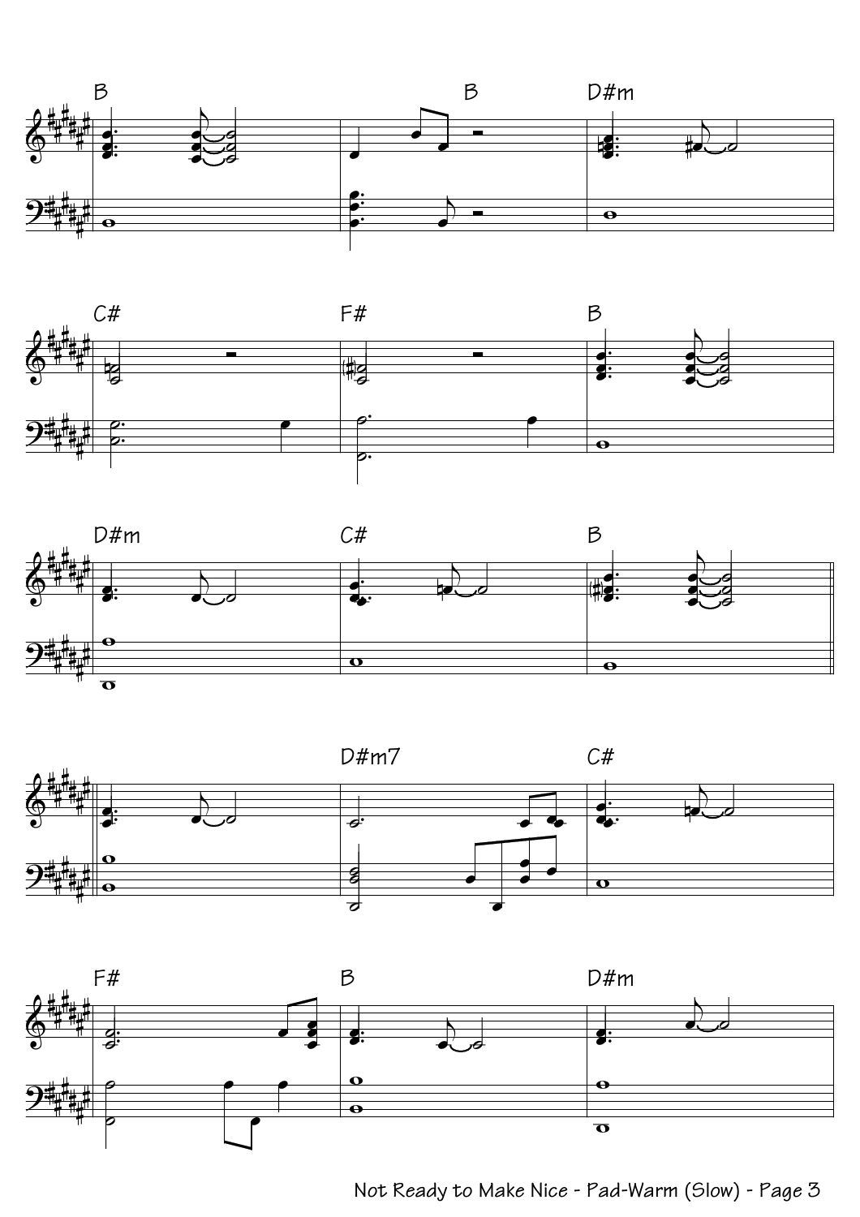B | B | D#m

C# | F# | B

D#m | C# | B

| D#m7 | C#

F# | B | D#m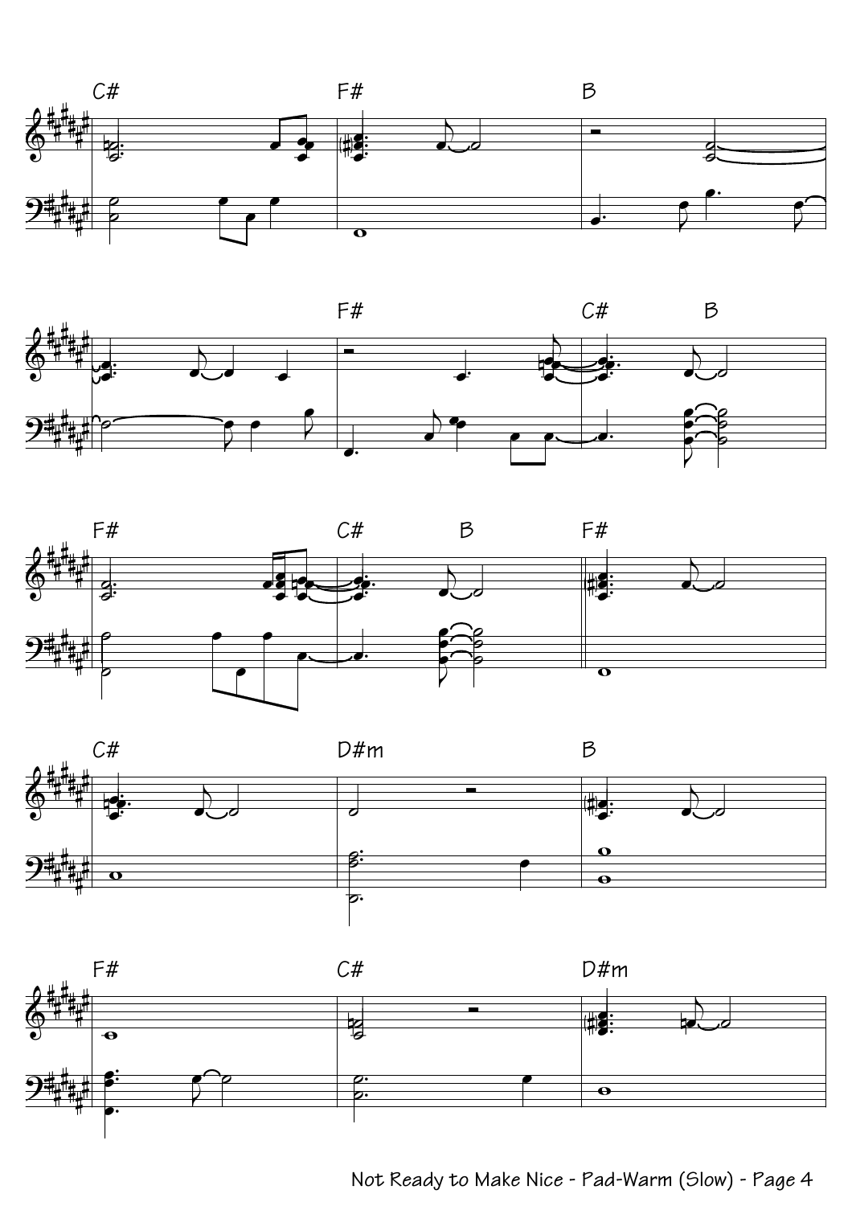C# F# B

F# C# B

F# C# B F#

C# D#m B

F# C# D#m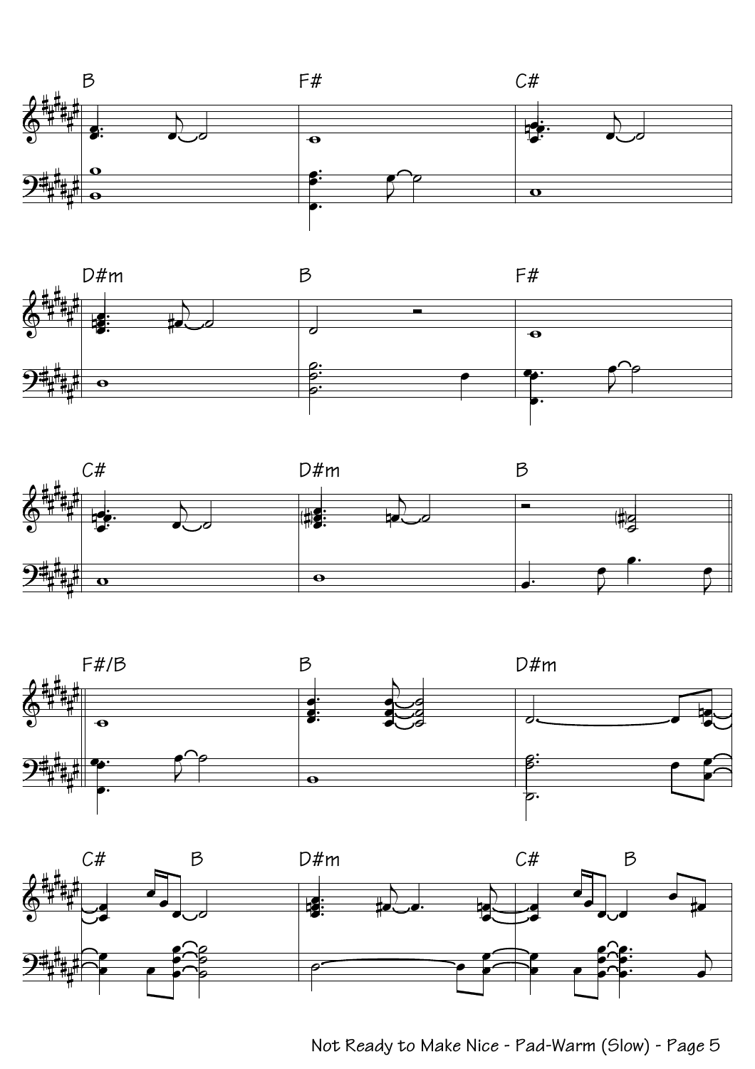B F# C#

D#m B F#

C# D#m B

F#/B B D#m

C# B D#m C# B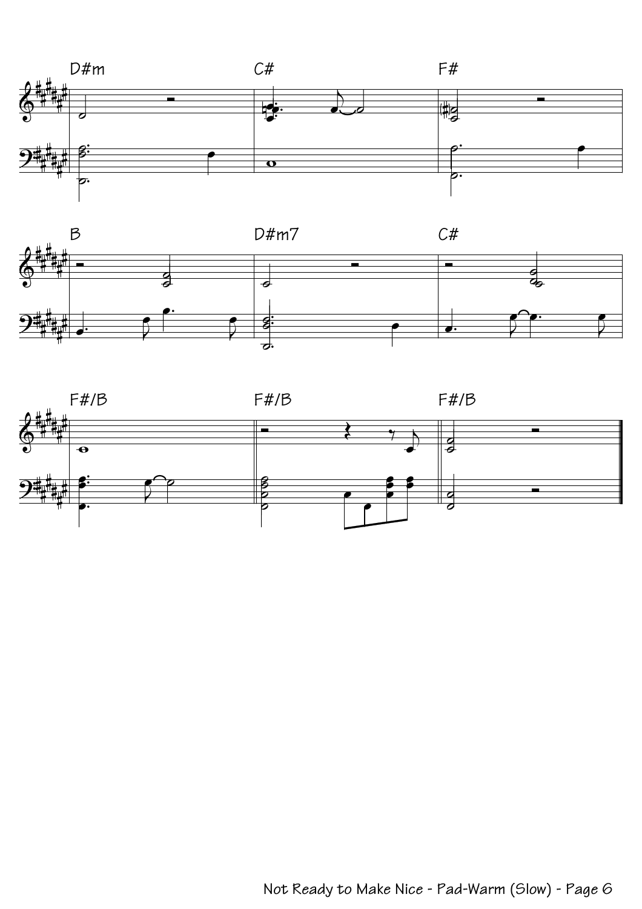D#m C# F#

B D#m7 C#

F#/B F#/B F#/B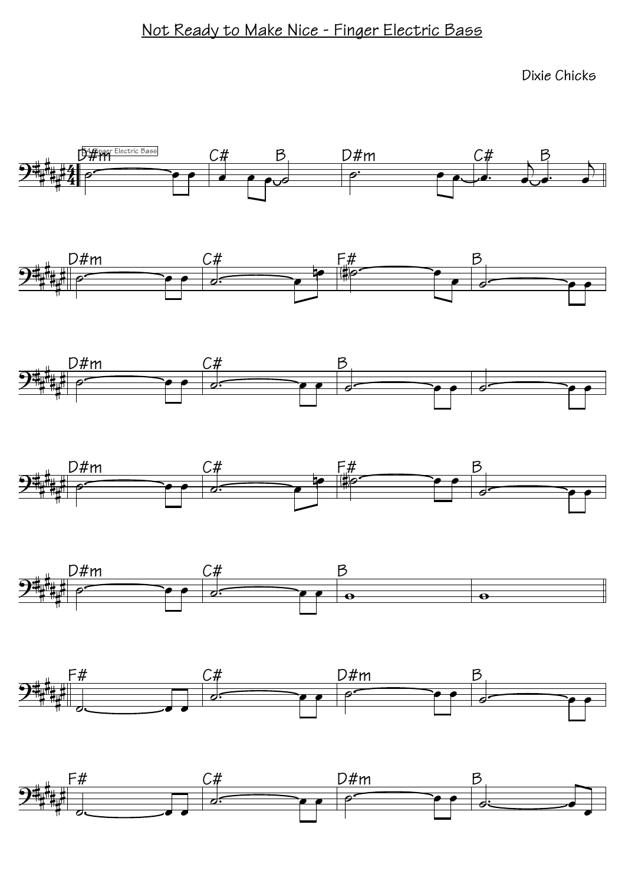# Not Ready to Make Nice - Finger Electric Bass

Dixie Chicks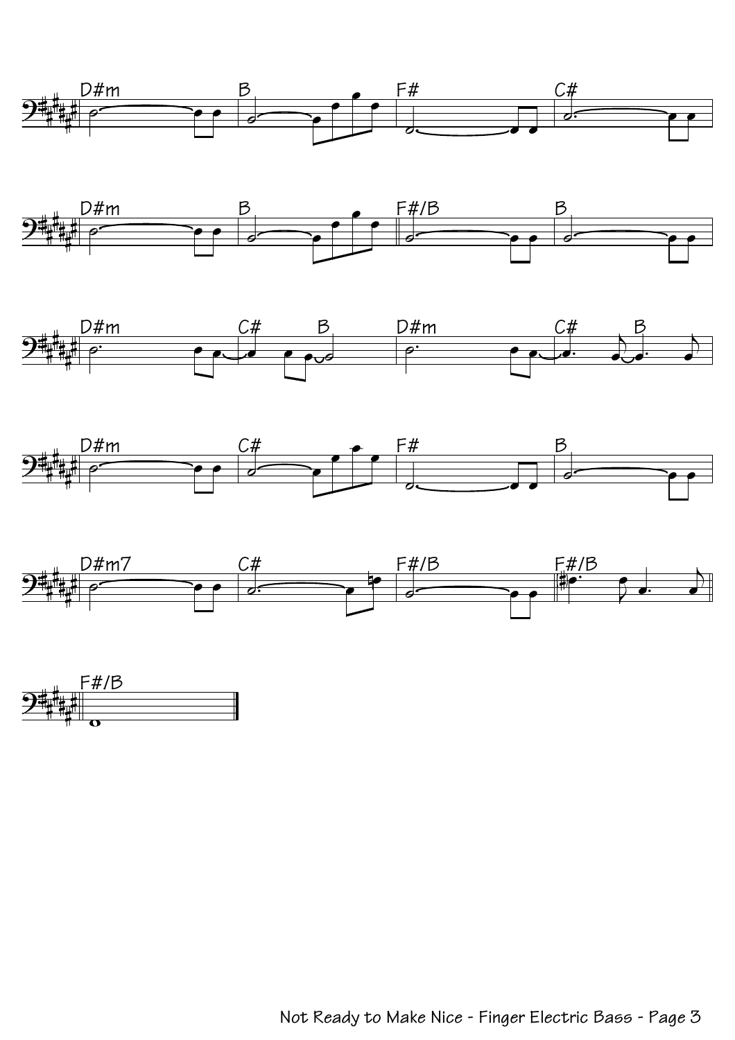D#m B F# C#

D#m B F#/B B

D#m C# B D#m C# B

D#m C# F# B

D#m7 C# F#/B F#/B

F#/B